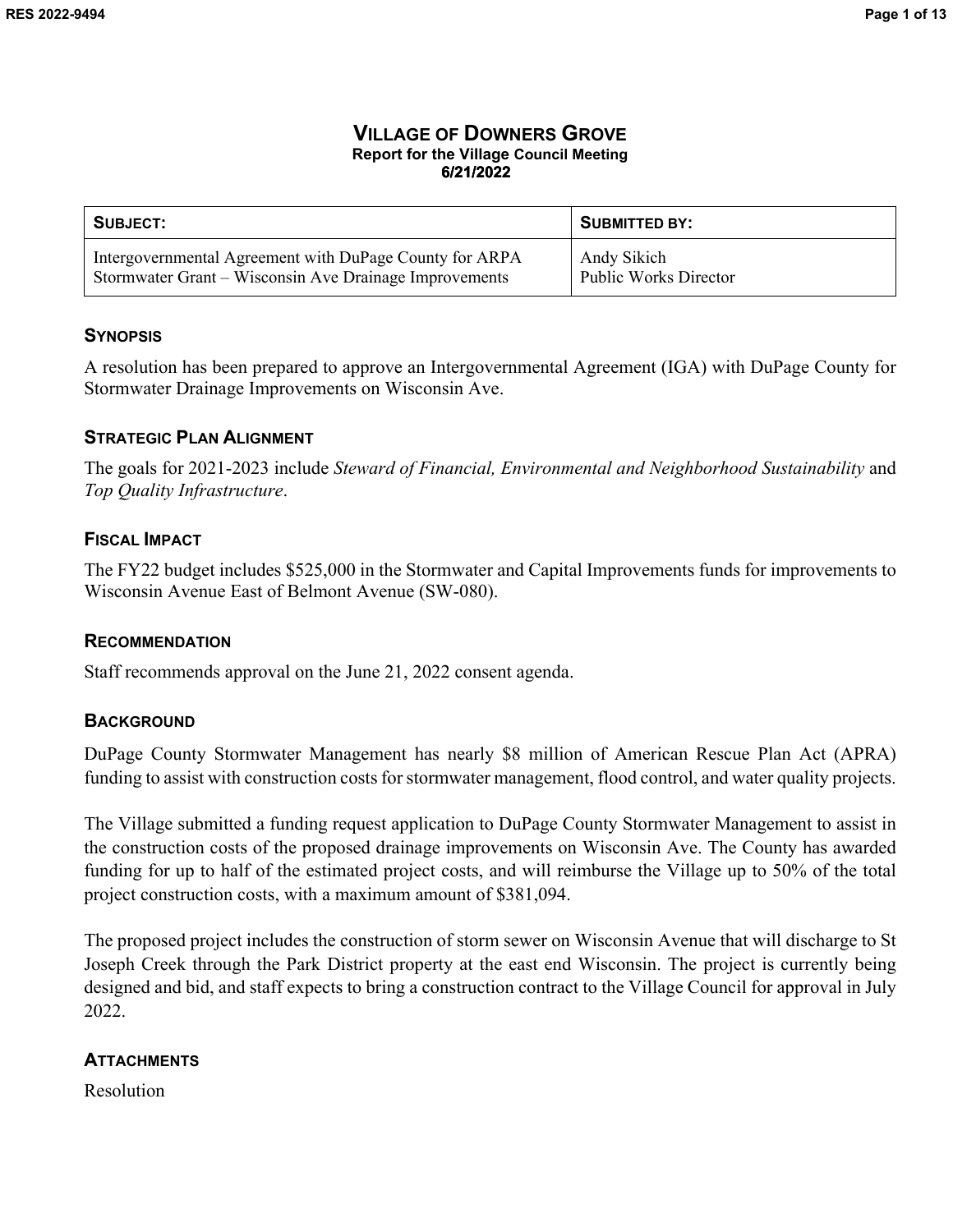# VILLAGE OF DOWNERS GROVE

**Report for the Village Council Meeting**
**6/21/2022**

| SUBJECT: | SUBMITTED BY: |
| --- | --- |
| Intergovernmental Agreement with DuPage County for ARPA Stormwater Grant – Wisconsin Ave Drainage Improvements | Andy Sikich<br>Public Works Director |

## SYNOPSIS

A resolution has been prepared to approve an Intergovernmental Agreement (IGA) with DuPage County for Stormwater Drainage Improvements on Wisconsin Ave.

## STRATEGIC PLAN ALIGNMENT

The goals for 2021-2023 include *Steward of Financial, Environmental and Neighborhood Sustainability* and *Top Quality Infrastructure*.

## FISCAL IMPACT

The FY22 budget includes $525,000 in the Stormwater and Capital Improvements funds for improvements to Wisconsin Avenue East of Belmont Avenue (SW-080).

## RECOMMENDATION

Staff recommends approval on the June 21, 2022 consent agenda.

## BACKGROUND

DuPage County Stormwater Management has nearly $8 million of American Rescue Plan Act (APRA) funding to assist with construction costs for stormwater management, flood control, and water quality projects.

The Village submitted a funding request application to DuPage County Stormwater Management to assist in the construction costs of the proposed drainage improvements on Wisconsin Ave. The County has awarded funding for up to half of the estimated project costs, and will reimburse the Village up to 50% of the total project construction costs, with a maximum amount of $381,094.

The proposed project includes the construction of storm sewer on Wisconsin Avenue that will discharge to St Joseph Creek through the Park District property at the east end Wisconsin. The project is currently being designed and bid, and staff expects to bring a construction contract to the Village Council for approval in July 2022.

## ATTACHMENTS

Resolution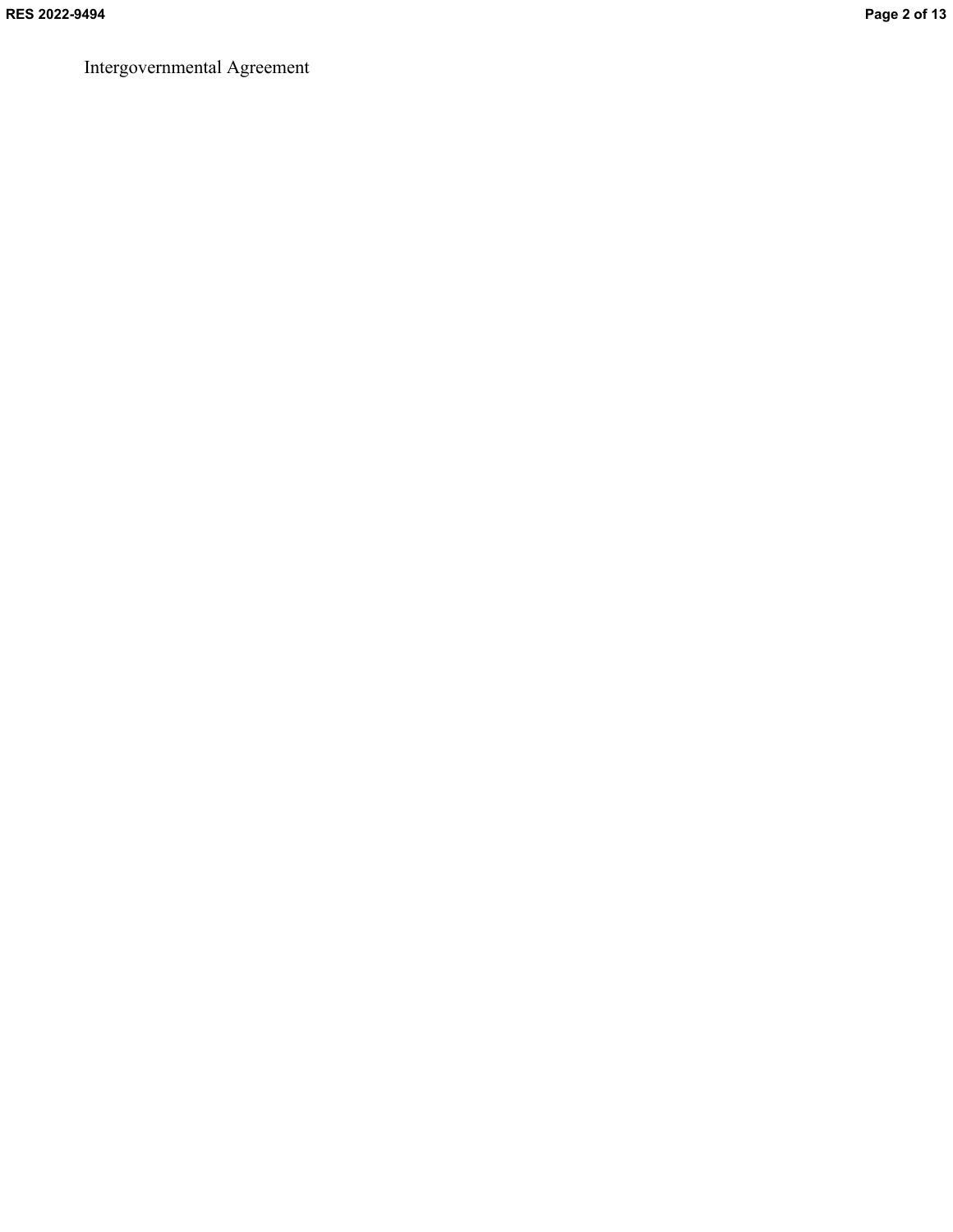Intergovernmental Agreement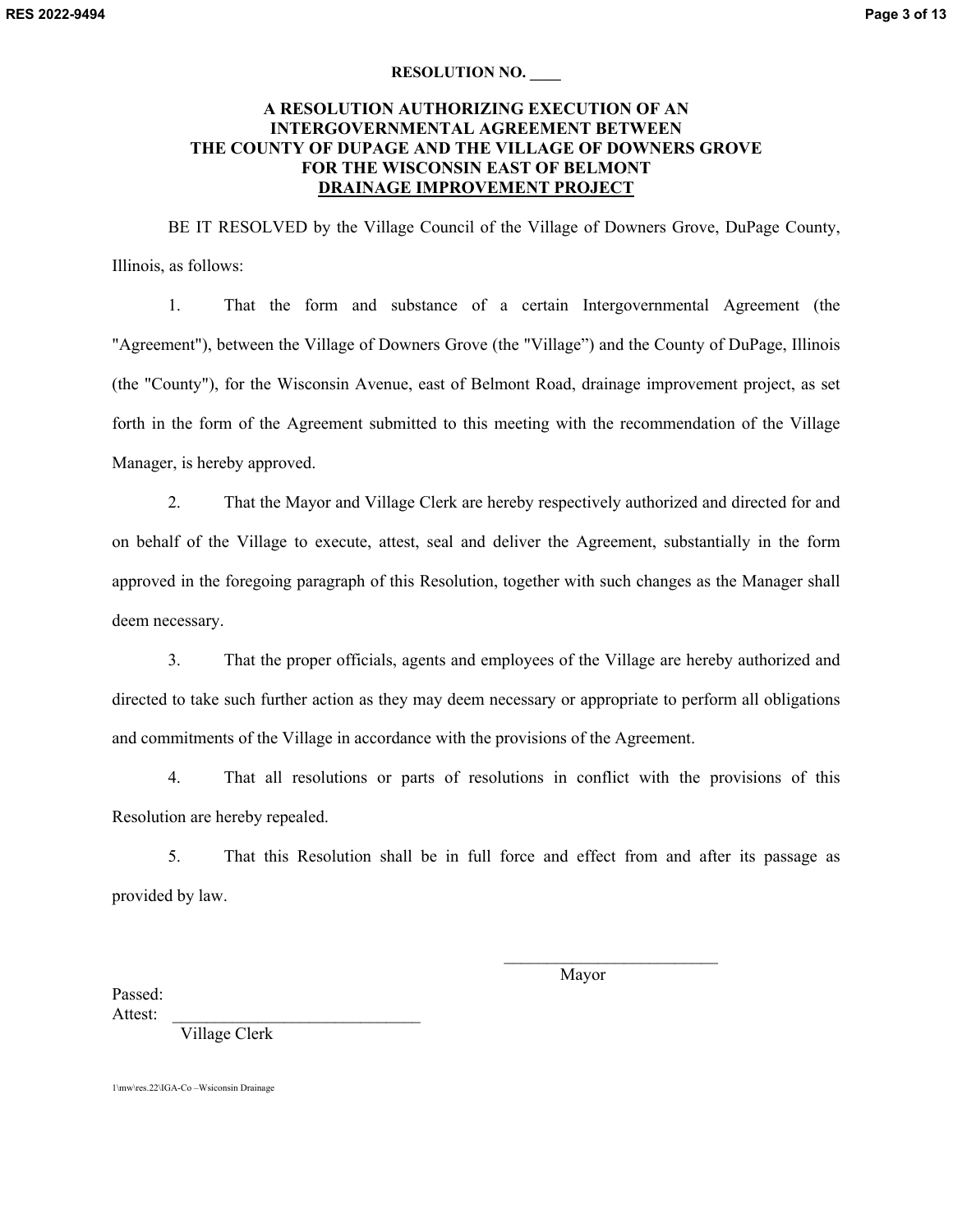**RESOLUTION NO. ____**

**A RESOLUTION AUTHORIZING EXECUTION OF AN INTERGOVERNMENTAL AGREEMENT BETWEEN THE COUNTY OF DUPAGE AND THE VILLAGE OF DOWNERS GROVE FOR THE WISCONSIN EAST OF BELMONT <u>DRAINAGE IMPROVEMENT PROJECT</u>**

BE IT RESOLVED by the Village Council of the Village of Downers Grove, DuPage County, Illinois, as follows:

1. That the form and substance of a certain Intergovernmental Agreement (the "Agreement"), between the Village of Downers Grove (the "Village") and the County of DuPage, Illinois (the "County"), for the Wisconsin Avenue, east of Belmont Road, drainage improvement project, as set forth in the form of the Agreement submitted to this meeting with the recommendation of the Village Manager, is hereby approved.

2. That the Mayor and Village Clerk are hereby respectively authorized and directed for and on behalf of the Village to execute, attest, seal and deliver the Agreement, substantially in the form approved in the foregoing paragraph of this Resolution, together with such changes as the Manager shall deem necessary.

3. That the proper officials, agents and employees of the Village are hereby authorized and directed to take such further action as they may deem necessary or appropriate to perform all obligations and commitments of the Village in accordance with the provisions of the Agreement.

4. That all resolutions or parts of resolutions in conflict with the provisions of this Resolution are hereby repealed.

5. That this Resolution shall be in full force and effect from and after its passage as provided by law.

\_\_\_\_\_\_\_\_\_\_\_\_\_\_\_\_\_\_\_\_\_\_\_\_\_\_
Mayor

Passed:
Attest: \_\_\_\_\_\_\_\_\_\_\_\_\_\_\_\_\_\_\_\_\_\_\_\_\_\_\_\_\_\_
Village Clerk

1\mw\res.22\IGA-Co –Wsiconsin Drainage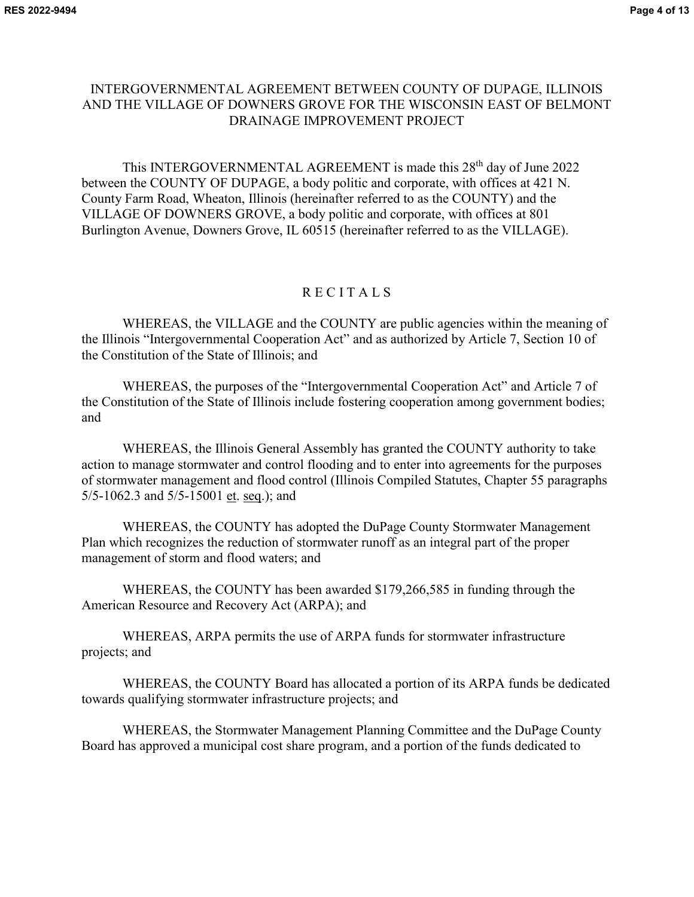# INTERGOVERNMENTAL AGREEMENT BETWEEN COUNTY OF DUPAGE, ILLINOIS AND THE VILLAGE OF DOWNERS GROVE FOR THE WISCONSIN EAST OF BELMONT DRAINAGE IMPROVEMENT PROJECT

This INTERGOVERNMENTAL AGREEMENT is made this 28th day of June 2022 between the COUNTY OF DUPAGE, a body politic and corporate, with offices at 421 N. County Farm Road, Wheaton, Illinois (hereinafter referred to as the COUNTY) and the VILLAGE OF DOWNERS GROVE, a body politic and corporate, with offices at 801 Burlington Avenue, Downers Grove, IL 60515 (hereinafter referred to as the VILLAGE).

## R E C I T A L S

WHEREAS, the VILLAGE and the COUNTY are public agencies within the meaning of the Illinois "Intergovernmental Cooperation Act" and as authorized by Article 7, Section 10 of the Constitution of the State of Illinois; and

WHEREAS, the purposes of the "Intergovernmental Cooperation Act" and Article 7 of the Constitution of the State of Illinois include fostering cooperation among government bodies; and

WHEREAS, the Illinois General Assembly has granted the COUNTY authority to take action to manage stormwater and control flooding and to enter into agreements for the purposes of stormwater management and flood control (Illinois Compiled Statutes, Chapter 55 paragraphs 5/5-1062.3 and 5/5-15001 et. seq.); and

WHEREAS, the COUNTY has adopted the DuPage County Stormwater Management Plan which recognizes the reduction of stormwater runoff as an integral part of the proper management of storm and flood waters; and

WHEREAS, the COUNTY has been awarded $179,266,585 in funding through the American Resource and Recovery Act (ARPA); and

WHEREAS, ARPA permits the use of ARPA funds for stormwater infrastructure projects; and

WHEREAS, the COUNTY Board has allocated a portion of its ARPA funds be dedicated towards qualifying stormwater infrastructure projects; and

WHEREAS, the Stormwater Management Planning Committee and the DuPage County Board has approved a municipal cost share program, and a portion of the funds dedicated to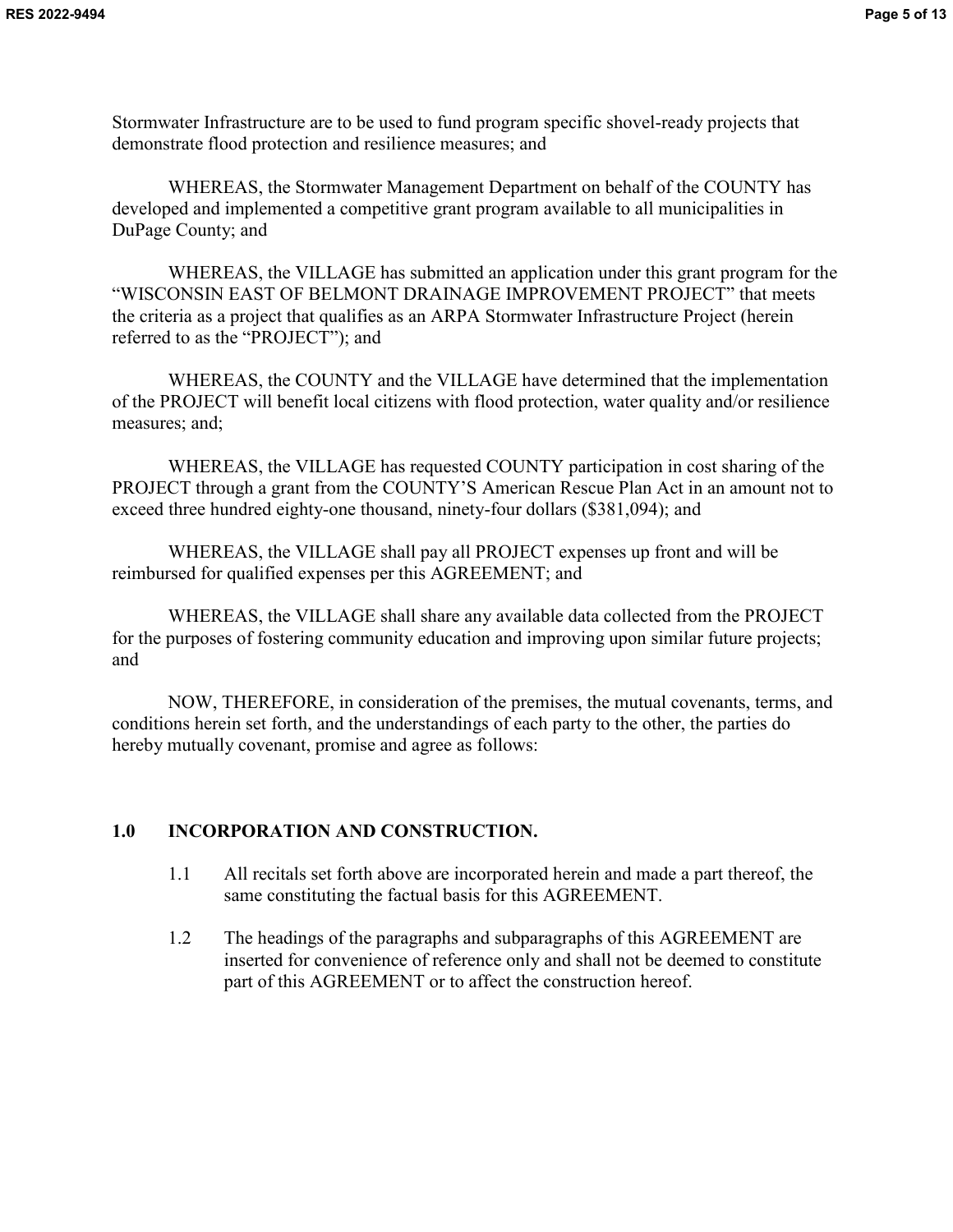Stormwater Infrastructure are to be used to fund program specific shovel-ready projects that demonstrate flood protection and resilience measures; and

WHEREAS, the Stormwater Management Department on behalf of the COUNTY has developed and implemented a competitive grant program available to all municipalities in DuPage County; and

WHEREAS, the VILLAGE has submitted an application under this grant program for the "WISCONSIN EAST OF BELMONT DRAINAGE IMPROVEMENT PROJECT" that meets the criteria as a project that qualifies as an ARPA Stormwater Infrastructure Project (herein referred to as the "PROJECT"); and

WHEREAS, the COUNTY and the VILLAGE have determined that the implementation of the PROJECT will benefit local citizens with flood protection, water quality and/or resilience measures; and;

WHEREAS, the VILLAGE has requested COUNTY participation in cost sharing of the PROJECT through a grant from the COUNTY'S American Rescue Plan Act in an amount not to exceed three hundred eighty-one thousand, ninety-four dollars ($381,094); and

WHEREAS, the VILLAGE shall pay all PROJECT expenses up front and will be reimbursed for qualified expenses per this AGREEMENT; and

WHEREAS, the VILLAGE shall share any available data collected from the PROJECT for the purposes of fostering community education and improving upon similar future projects; and

NOW, THEREFORE, in consideration of the premises, the mutual covenants, terms, and conditions herein set forth, and the understandings of each party to the other, the parties do hereby mutually covenant, promise and agree as follows:

## 1.0 INCORPORATION AND CONSTRUCTION.

1.1 All recitals set forth above are incorporated herein and made a part thereof, the same constituting the factual basis for this AGREEMENT.

1.2 The headings of the paragraphs and subparagraphs of this AGREEMENT are inserted for convenience of reference only and shall not be deemed to constitute part of this AGREEMENT or to affect the construction hereof.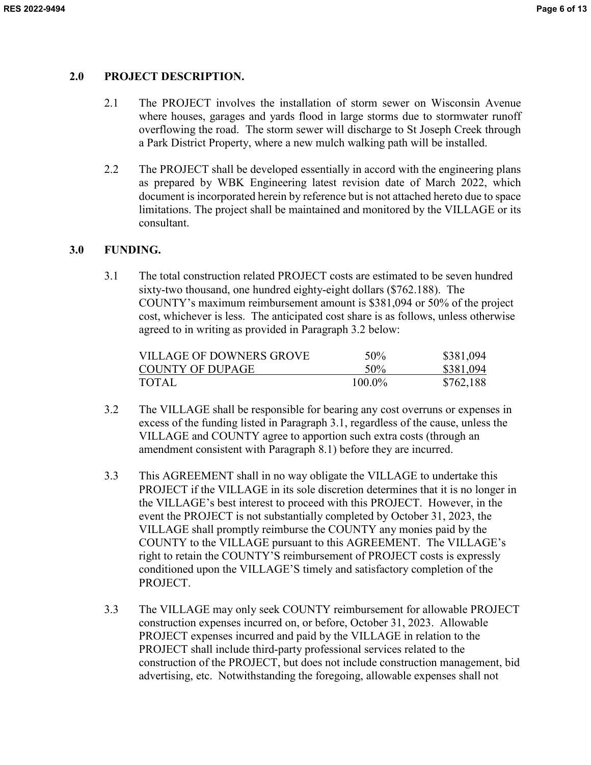## 2.0 PROJECT DESCRIPTION.

2.1 The PROJECT involves the installation of storm sewer on Wisconsin Avenue where houses, garages and yards flood in large storms due to stormwater runoff overflowing the road. The storm sewer will discharge to St Joseph Creek through a Park District Property, where a new mulch walking path will be installed.

2.2 The PROJECT shall be developed essentially in accord with the engineering plans as prepared by WBK Engineering latest revision date of March 2022, which document is incorporated herein by reference but is not attached hereto due to space limitations. The project shall be maintained and monitored by the VILLAGE or its consultant.

## 3.0 FUNDING.

3.1 The total construction related PROJECT costs are estimated to be seven hundred sixty-two thousand, one hundred eighty-eight dollars ($762.188). The COUNTY's maximum reimbursement amount is $381,094 or 50% of the project cost, whichever is less. The anticipated cost share is as follows, unless otherwise agreed to in writing as provided in Paragraph 3.2 below:

| | | |
|---|---|---|
| VILLAGE OF DOWNERS GROVE | 50% | $381,094 |
| COUNTY OF DUPAGE | 50% | $381,094 |
| TOTAL | 100.0% | $762,188 |

3.2 The VILLAGE shall be responsible for bearing any cost overruns or expenses in excess of the funding listed in Paragraph 3.1, regardless of the cause, unless the VILLAGE and COUNTY agree to apportion such extra costs (through an amendment consistent with Paragraph 8.1) before they are incurred.

3.3 This AGREEMENT shall in no way obligate the VILLAGE to undertake this PROJECT if the VILLAGE in its sole discretion determines that it is no longer in the VILLAGE's best interest to proceed with this PROJECT. However, in the event the PROJECT is not substantially completed by October 31, 2023, the VILLAGE shall promptly reimburse the COUNTY any monies paid by the COUNTY to the VILLAGE pursuant to this AGREEMENT. The VILLAGE's right to retain the COUNTY'S reimbursement of PROJECT costs is expressly conditioned upon the VILLAGE'S timely and satisfactory completion of the PROJECT.

3.3 The VILLAGE may only seek COUNTY reimbursement for allowable PROJECT construction expenses incurred on, or before, October 31, 2023. Allowable PROJECT expenses incurred and paid by the VILLAGE in relation to the PROJECT shall include third-party professional services related to the construction of the PROJECT, but does not include construction management, bid advertising, etc. Notwithstanding the foregoing, allowable expenses shall not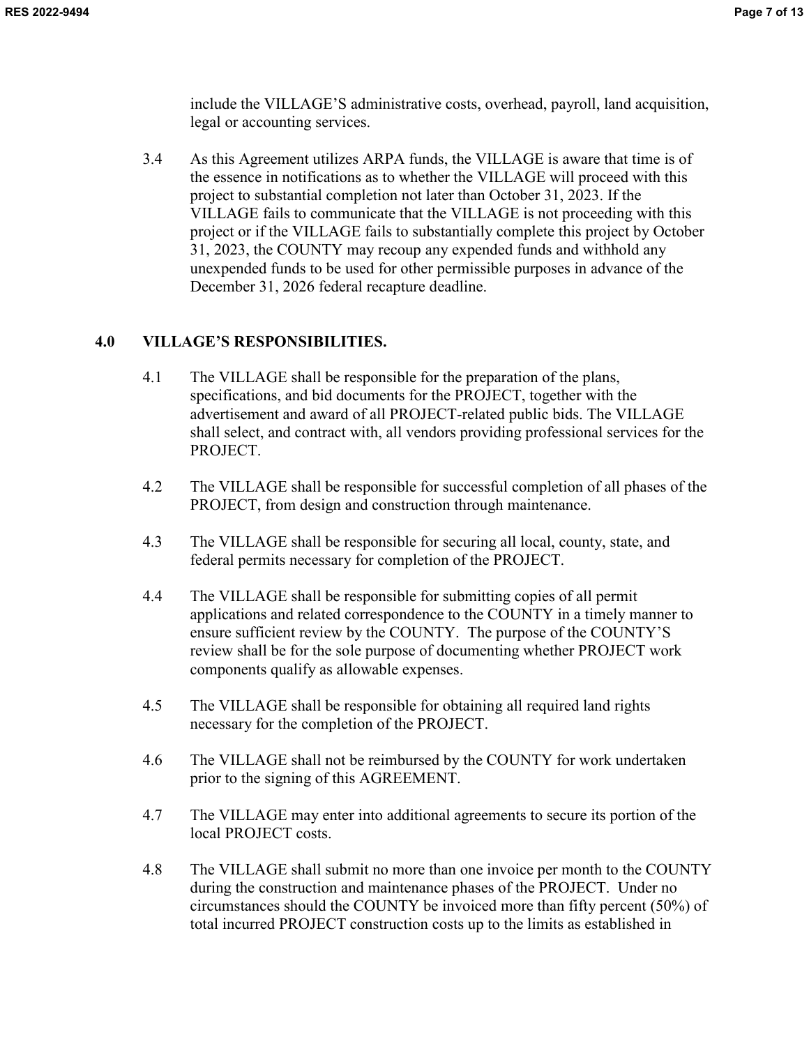include the VILLAGE'S administrative costs, overhead, payroll, land acquisition, legal or accounting services.

3.4 As this Agreement utilizes ARPA funds, the VILLAGE is aware that time is of the essence in notifications as to whether the VILLAGE will proceed with this project to substantial completion not later than October 31, 2023. If the VILLAGE fails to communicate that the VILLAGE is not proceeding with this project or if the VILLAGE fails to substantially complete this project by October 31, 2023, the COUNTY may recoup any expended funds and withhold any unexpended funds to be used for other permissible purposes in advance of the December 31, 2026 federal recapture deadline.

## 4.0 VILLAGE'S RESPONSIBILITIES.

4.1 The VILLAGE shall be responsible for the preparation of the plans, specifications, and bid documents for the PROJECT, together with the advertisement and award of all PROJECT-related public bids. The VILLAGE shall select, and contract with, all vendors providing professional services for the PROJECT.

4.2 The VILLAGE shall be responsible for successful completion of all phases of the PROJECT, from design and construction through maintenance.

4.3 The VILLAGE shall be responsible for securing all local, county, state, and federal permits necessary for completion of the PROJECT.

4.4 The VILLAGE shall be responsible for submitting copies of all permit applications and related correspondence to the COUNTY in a timely manner to ensure sufficient review by the COUNTY. The purpose of the COUNTY'S review shall be for the sole purpose of documenting whether PROJECT work components qualify as allowable expenses.

4.5 The VILLAGE shall be responsible for obtaining all required land rights necessary for the completion of the PROJECT.

4.6 The VILLAGE shall not be reimbursed by the COUNTY for work undertaken prior to the signing of this AGREEMENT.

4.7 The VILLAGE may enter into additional agreements to secure its portion of the local PROJECT costs.

4.8 The VILLAGE shall submit no more than one invoice per month to the COUNTY during the construction and maintenance phases of the PROJECT. Under no circumstances should the COUNTY be invoiced more than fifty percent (50%) of total incurred PROJECT construction costs up to the limits as established in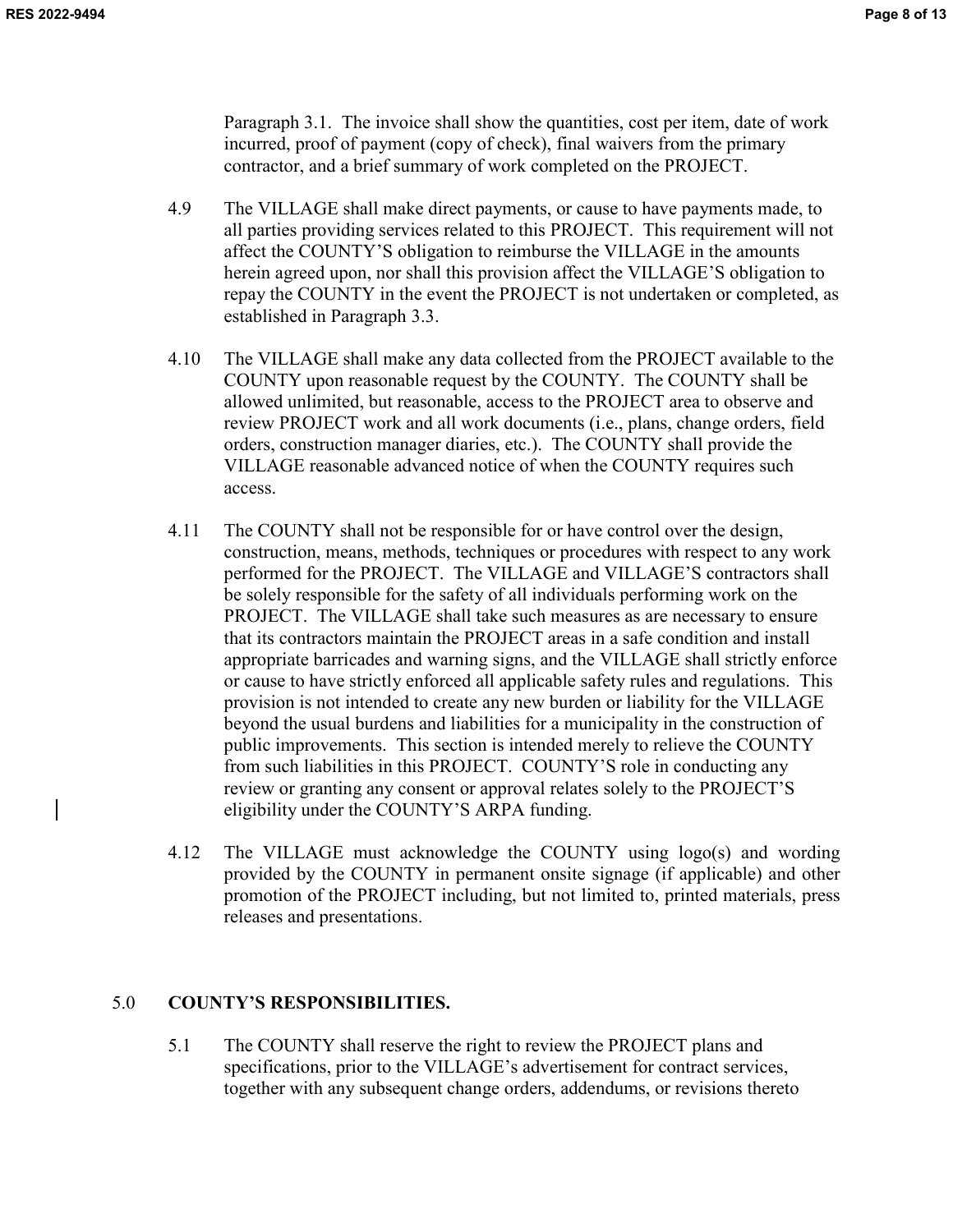Paragraph 3.1. The invoice shall show the quantities, cost per item, date of work incurred, proof of payment (copy of check), final waivers from the primary contractor, and a brief summary of work completed on the PROJECT.

4.9 The VILLAGE shall make direct payments, or cause to have payments made, to all parties providing services related to this PROJECT. This requirement will not affect the COUNTY'S obligation to reimburse the VILLAGE in the amounts herein agreed upon, nor shall this provision affect the VILLAGE'S obligation to repay the COUNTY in the event the PROJECT is not undertaken or completed, as established in Paragraph 3.3.

4.10 The VILLAGE shall make any data collected from the PROJECT available to the COUNTY upon reasonable request by the COUNTY. The COUNTY shall be allowed unlimited, but reasonable, access to the PROJECT area to observe and review PROJECT work and all work documents (i.e., plans, change orders, field orders, construction manager diaries, etc.). The COUNTY shall provide the VILLAGE reasonable advanced notice of when the COUNTY requires such access.

4.11 The COUNTY shall not be responsible for or have control over the design, construction, means, methods, techniques or procedures with respect to any work performed for the PROJECT. The VILLAGE and VILLAGE'S contractors shall be solely responsible for the safety of all individuals performing work on the PROJECT. The VILLAGE shall take such measures as are necessary to ensure that its contractors maintain the PROJECT areas in a safe condition and install appropriate barricades and warning signs, and the VILLAGE shall strictly enforce or cause to have strictly enforced all applicable safety rules and regulations. This provision is not intended to create any new burden or liability for the VILLAGE beyond the usual burdens and liabilities for a municipality in the construction of public improvements. This section is intended merely to relieve the COUNTY from such liabilities in this PROJECT. COUNTY'S role in conducting any review or granting any consent or approval relates solely to the PROJECT'S eligibility under the COUNTY'S ARPA funding.

4.12 The VILLAGE must acknowledge the COUNTY using logo(s) and wording provided by the COUNTY in permanent onsite signage (if applicable) and other promotion of the PROJECT including, but not limited to, printed materials, press releases and presentations.

## 5.0 COUNTY'S RESPONSIBILITIES.

5.1 The COUNTY shall reserve the right to review the PROJECT plans and specifications, prior to the VILLAGE's advertisement for contract services, together with any subsequent change orders, addendums, or revisions thereto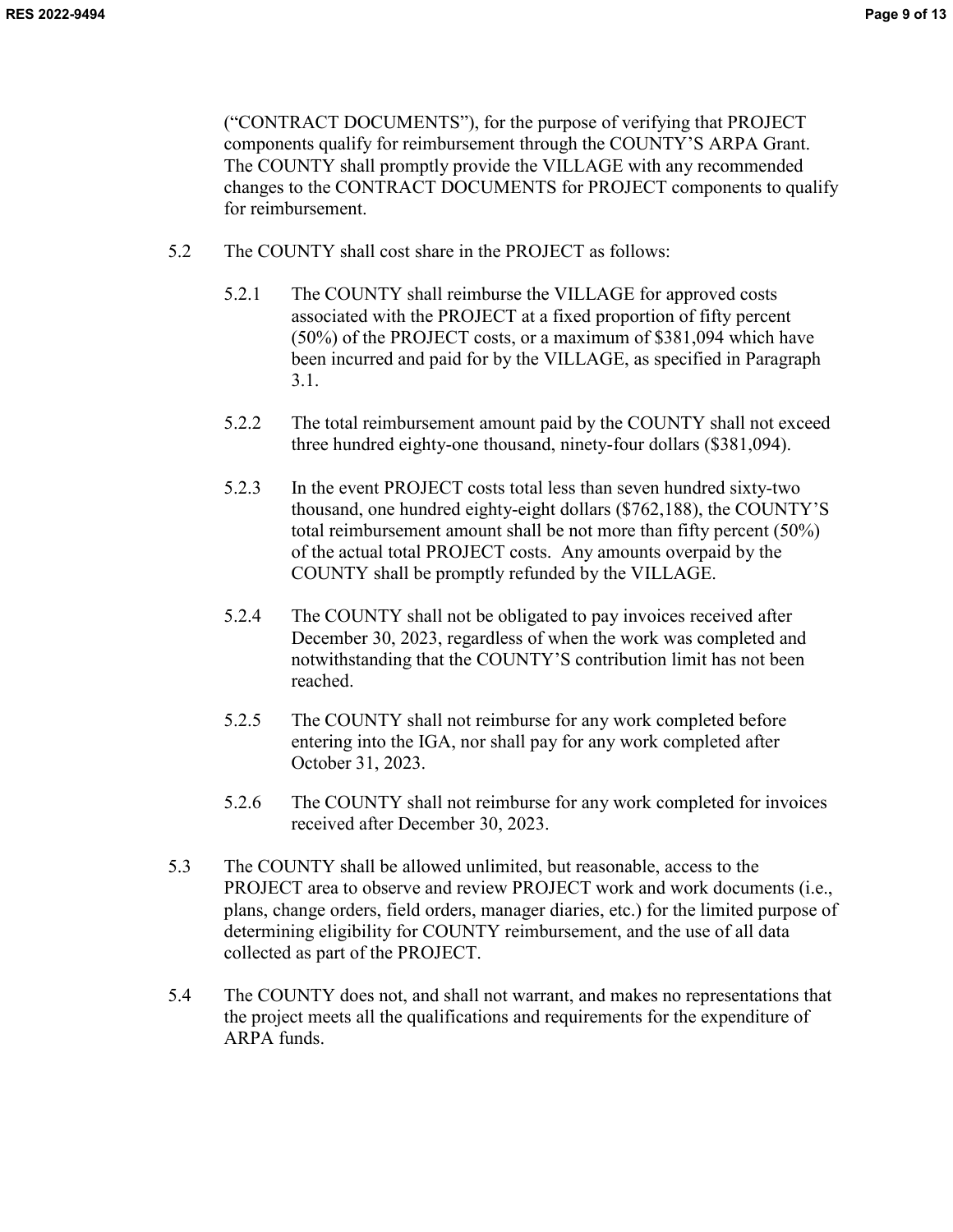("CONTRACT DOCUMENTS"), for the purpose of verifying that PROJECT components qualify for reimbursement through the COUNTY'S ARPA Grant. The COUNTY shall promptly provide the VILLAGE with any recommended changes to the CONTRACT DOCUMENTS for PROJECT components to qualify for reimbursement.

5.2 The COUNTY shall cost share in the PROJECT as follows:

5.2.1 The COUNTY shall reimburse the VILLAGE for approved costs associated with the PROJECT at a fixed proportion of fifty percent (50%) of the PROJECT costs, or a maximum of $381,094 which have been incurred and paid for by the VILLAGE, as specified in Paragraph 3.1.

5.2.2 The total reimbursement amount paid by the COUNTY shall not exceed three hundred eighty-one thousand, ninety-four dollars ($381,094).

5.2.3 In the event PROJECT costs total less than seven hundred sixty-two thousand, one hundred eighty-eight dollars ($762,188), the COUNTY'S total reimbursement amount shall be not more than fifty percent (50%) of the actual total PROJECT costs. Any amounts overpaid by the COUNTY shall be promptly refunded by the VILLAGE.

5.2.4 The COUNTY shall not be obligated to pay invoices received after December 30, 2023, regardless of when the work was completed and notwithstanding that the COUNTY'S contribution limit has not been reached.

5.2.5 The COUNTY shall not reimburse for any work completed before entering into the IGA, nor shall pay for any work completed after October 31, 2023.

5.2.6 The COUNTY shall not reimburse for any work completed for invoices received after December 30, 2023.

5.3 The COUNTY shall be allowed unlimited, but reasonable, access to the PROJECT area to observe and review PROJECT work and work documents (i.e., plans, change orders, field orders, manager diaries, etc.) for the limited purpose of determining eligibility for COUNTY reimbursement, and the use of all data collected as part of the PROJECT.

5.4 The COUNTY does not, and shall not warrant, and makes no representations that the project meets all the qualifications and requirements for the expenditure of ARPA funds.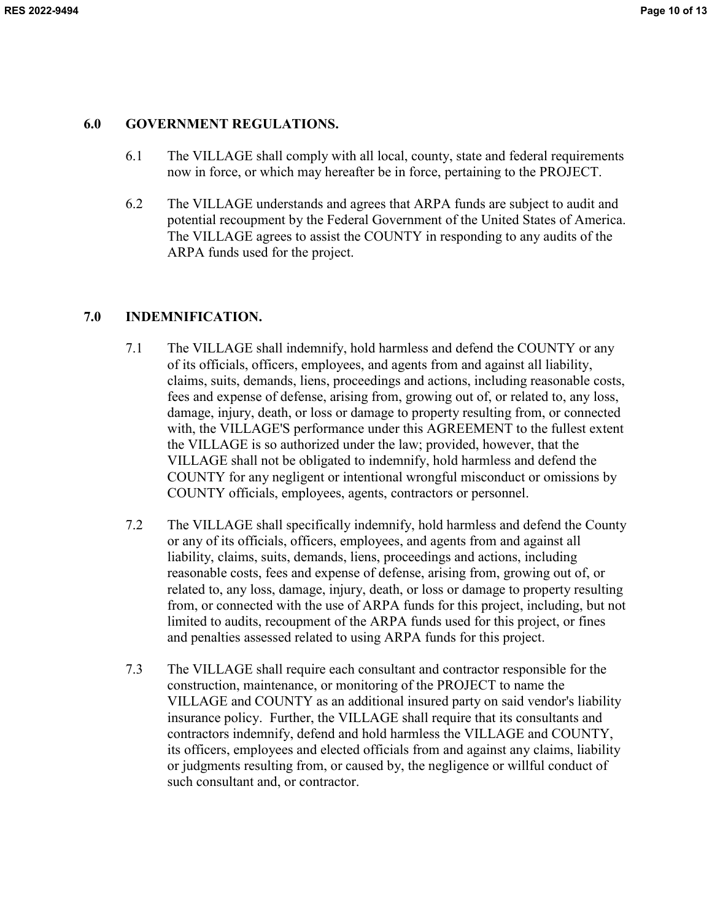## 6.0 GOVERNMENT REGULATIONS.

6.1 The VILLAGE shall comply with all local, county, state and federal requirements now in force, or which may hereafter be in force, pertaining to the PROJECT.

6.2 The VILLAGE understands and agrees that ARPA funds are subject to audit and potential recoupment by the Federal Government of the United States of America. The VILLAGE agrees to assist the COUNTY in responding to any audits of the ARPA funds used for the project.

## 7.0 INDEMNIFICATION.

7.1 The VILLAGE shall indemnify, hold harmless and defend the COUNTY or any of its officials, officers, employees, and agents from and against all liability, claims, suits, demands, liens, proceedings and actions, including reasonable costs, fees and expense of defense, arising from, growing out of, or related to, any loss, damage, injury, death, or loss or damage to property resulting from, or connected with, the VILLAGE'S performance under this AGREEMENT to the fullest extent the VILLAGE is so authorized under the law; provided, however, that the VILLAGE shall not be obligated to indemnify, hold harmless and defend the COUNTY for any negligent or intentional wrongful misconduct or omissions by COUNTY officials, employees, agents, contractors or personnel.

7.2 The VILLAGE shall specifically indemnify, hold harmless and defend the County or any of its officials, officers, employees, and agents from and against all liability, claims, suits, demands, liens, proceedings and actions, including reasonable costs, fees and expense of defense, arising from, growing out of, or related to, any loss, damage, injury, death, or loss or damage to property resulting from, or connected with the use of ARPA funds for this project, including, but not limited to audits, recoupment of the ARPA funds used for this project, or fines and penalties assessed related to using ARPA funds for this project.

7.3 The VILLAGE shall require each consultant and contractor responsible for the construction, maintenance, or monitoring of the PROJECT to name the VILLAGE and COUNTY as an additional insured party on said vendor's liability insurance policy. Further, the VILLAGE shall require that its consultants and contractors indemnify, defend and hold harmless the VILLAGE and COUNTY, its officers, employees and elected officials from and against any claims, liability or judgments resulting from, or caused by, the negligence or willful conduct of such consultant and, or contractor.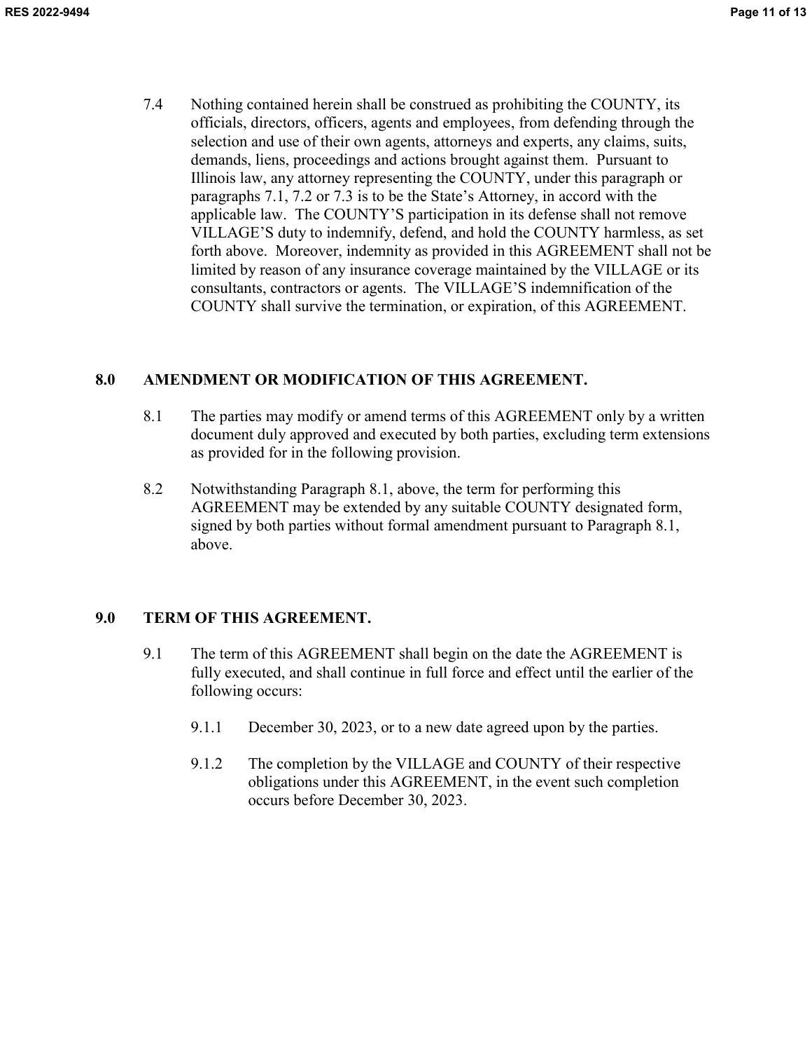7.4 Nothing contained herein shall be construed as prohibiting the COUNTY, its officials, directors, officers, agents and employees, from defending through the selection and use of their own agents, attorneys and experts, any claims, suits, demands, liens, proceedings and actions brought against them. Pursuant to Illinois law, any attorney representing the COUNTY, under this paragraph or paragraphs 7.1, 7.2 or 7.3 is to be the State's Attorney, in accord with the applicable law. The COUNTY'S participation in its defense shall not remove VILLAGE'S duty to indemnify, defend, and hold the COUNTY harmless, as set forth above. Moreover, indemnity as provided in this AGREEMENT shall not be limited by reason of any insurance coverage maintained by the VILLAGE or its consultants, contractors or agents. The VILLAGE'S indemnification of the COUNTY shall survive the termination, or expiration, of this AGREEMENT.

## 8.0 AMENDMENT OR MODIFICATION OF THIS AGREEMENT.

8.1 The parties may modify or amend terms of this AGREEMENT only by a written document duly approved and executed by both parties, excluding term extensions as provided for in the following provision.

8.2 Notwithstanding Paragraph 8.1, above, the term for performing this AGREEMENT may be extended by any suitable COUNTY designated form, signed by both parties without formal amendment pursuant to Paragraph 8.1, above.

## 9.0 TERM OF THIS AGREEMENT.

9.1 The term of this AGREEMENT shall begin on the date the AGREEMENT is fully executed, and shall continue in full force and effect until the earlier of the following occurs:

9.1.1 December 30, 2023, or to a new date agreed upon by the parties.

9.1.2 The completion by the VILLAGE and COUNTY of their respective obligations under this AGREEMENT, in the event such completion occurs before December 30, 2023.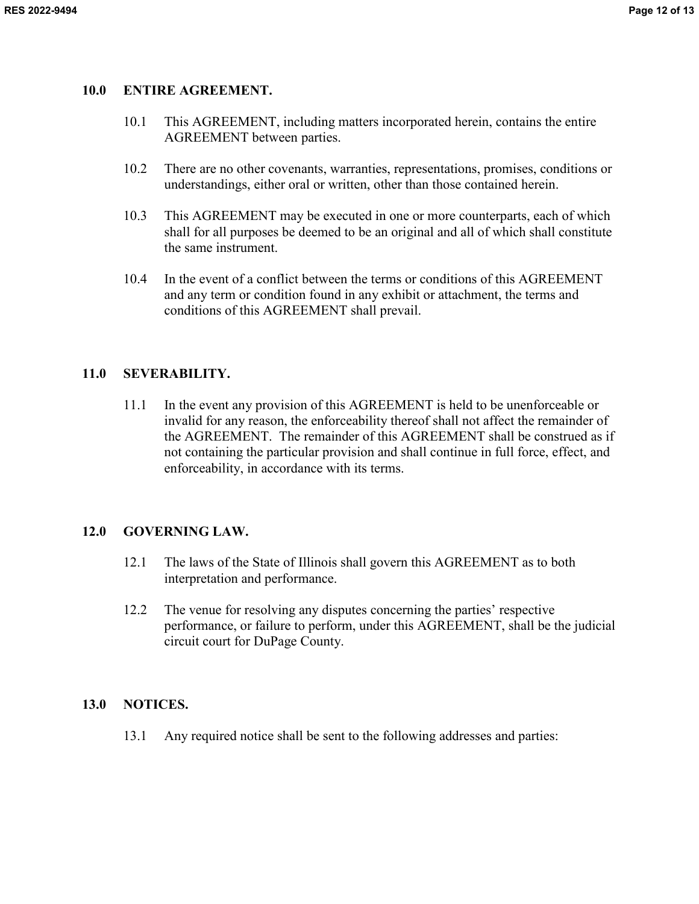## 10.0 ENTIRE AGREEMENT.

10.1 This AGREEMENT, including matters incorporated herein, contains the entire AGREEMENT between parties.

10.2 There are no other covenants, warranties, representations, promises, conditions or understandings, either oral or written, other than those contained herein.

10.3 This AGREEMENT may be executed in one or more counterparts, each of which shall for all purposes be deemed to be an original and all of which shall constitute the same instrument.

10.4 In the event of a conflict between the terms or conditions of this AGREEMENT and any term or condition found in any exhibit or attachment, the terms and conditions of this AGREEMENT shall prevail.

## 11.0 SEVERABILITY.

11.1 In the event any provision of this AGREEMENT is held to be unenforceable or invalid for any reason, the enforceability thereof shall not affect the remainder of the AGREEMENT. The remainder of this AGREEMENT shall be construed as if not containing the particular provision and shall continue in full force, effect, and enforceability, in accordance with its terms.

## 12.0 GOVERNING LAW.

12.1 The laws of the State of Illinois shall govern this AGREEMENT as to both interpretation and performance.

12.2 The venue for resolving any disputes concerning the parties' respective performance, or failure to perform, under this AGREEMENT, shall be the judicial circuit court for DuPage County.

## 13.0 NOTICES.

13.1 Any required notice shall be sent to the following addresses and parties: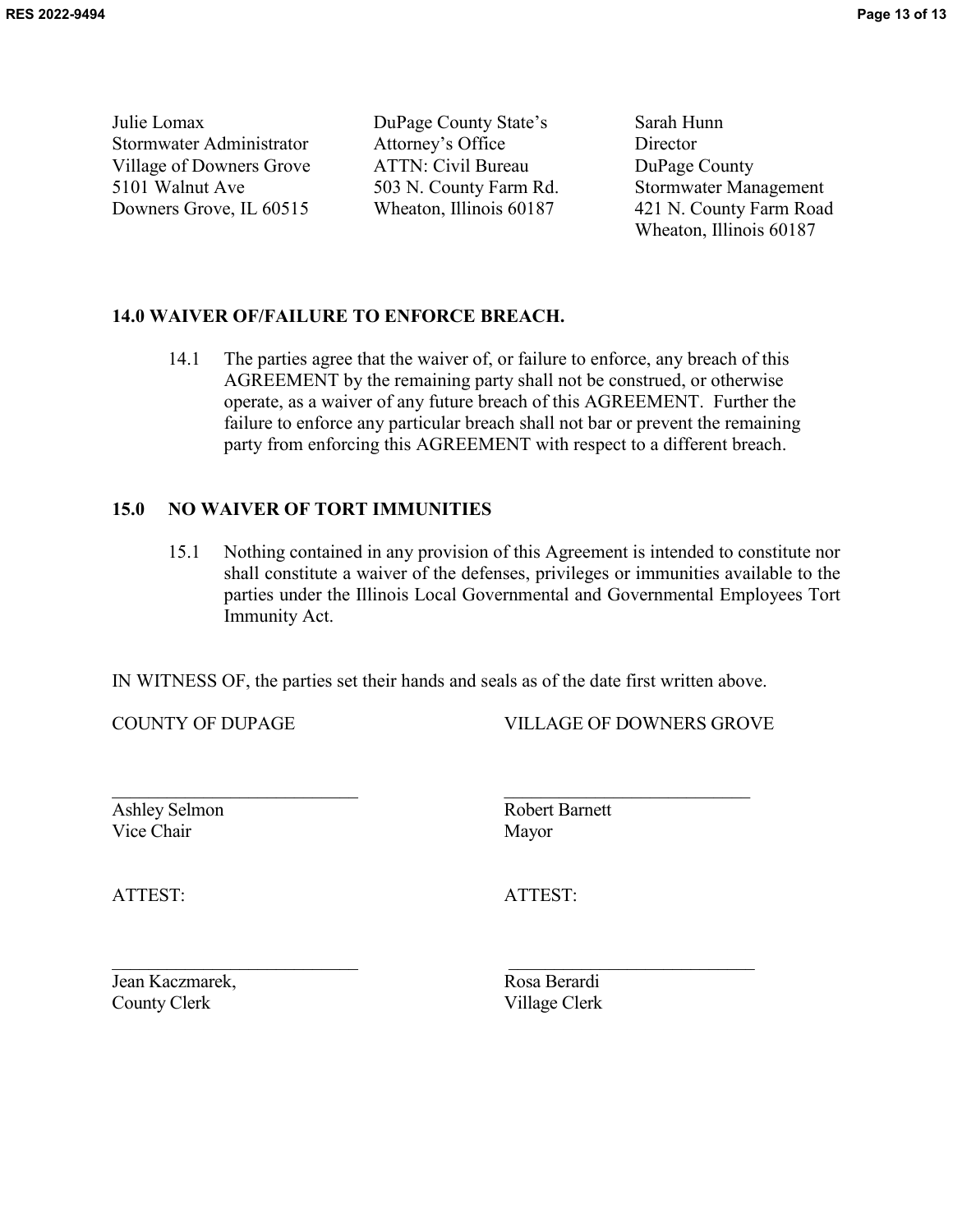Julie Lomax
Stormwater Administrator
Village of Downers Grove
5101 Walnut Ave
Downers Grove, IL 60515

DuPage County State's Attorney's Office
ATTN: Civil Bureau
503 N. County Farm Rd.
Wheaton, Illinois 60187

Sarah Hunn
Director
DuPage County
Stormwater Management
421 N. County Farm Road
Wheaton, Illinois 60187

## 14.0 WAIVER OF/FAILURE TO ENFORCE BREACH.

14.1 The parties agree that the waiver of, or failure to enforce, any breach of this AGREEMENT by the remaining party shall not be construed, or otherwise operate, as a waiver of any future breach of this AGREEMENT. Further the failure to enforce any particular breach shall not bar or prevent the remaining party from enforcing this AGREEMENT with respect to a different breach.

## 15.0 NO WAIVER OF TORT IMMUNITIES

15.1 Nothing contained in any provision of this Agreement is intended to constitute nor shall constitute a waiver of the defenses, privileges or immunities available to the parties under the Illinois Local Governmental and Governmental Employees Tort Immunity Act.

IN WITNESS OF, the parties set their hands and seals as of the date first written above.

COUNTY OF DUPAGE

\_\_\_\_\_\_\_\_\_\_\_\_\_\_\_\_\_\_\_\_\_\_\_\_\_\_\_
Ashley Selmon
Vice Chair

ATTEST:

\_\_\_\_\_\_\_\_\_\_\_\_\_\_\_\_\_\_\_\_\_\_\_\_\_\_\_
Jean Kaczmarek,
County Clerk

VILLAGE OF DOWNERS GROVE

\_\_\_\_\_\_\_\_\_\_\_\_\_\_\_\_\_\_\_\_\_\_\_\_\_\_\_
Robert Barnett
Mayor

ATTEST:

\_\_\_\_\_\_\_\_\_\_\_\_\_\_\_\_\_\_\_\_\_\_\_\_\_\_\_
Rosa Berardi
Village Clerk